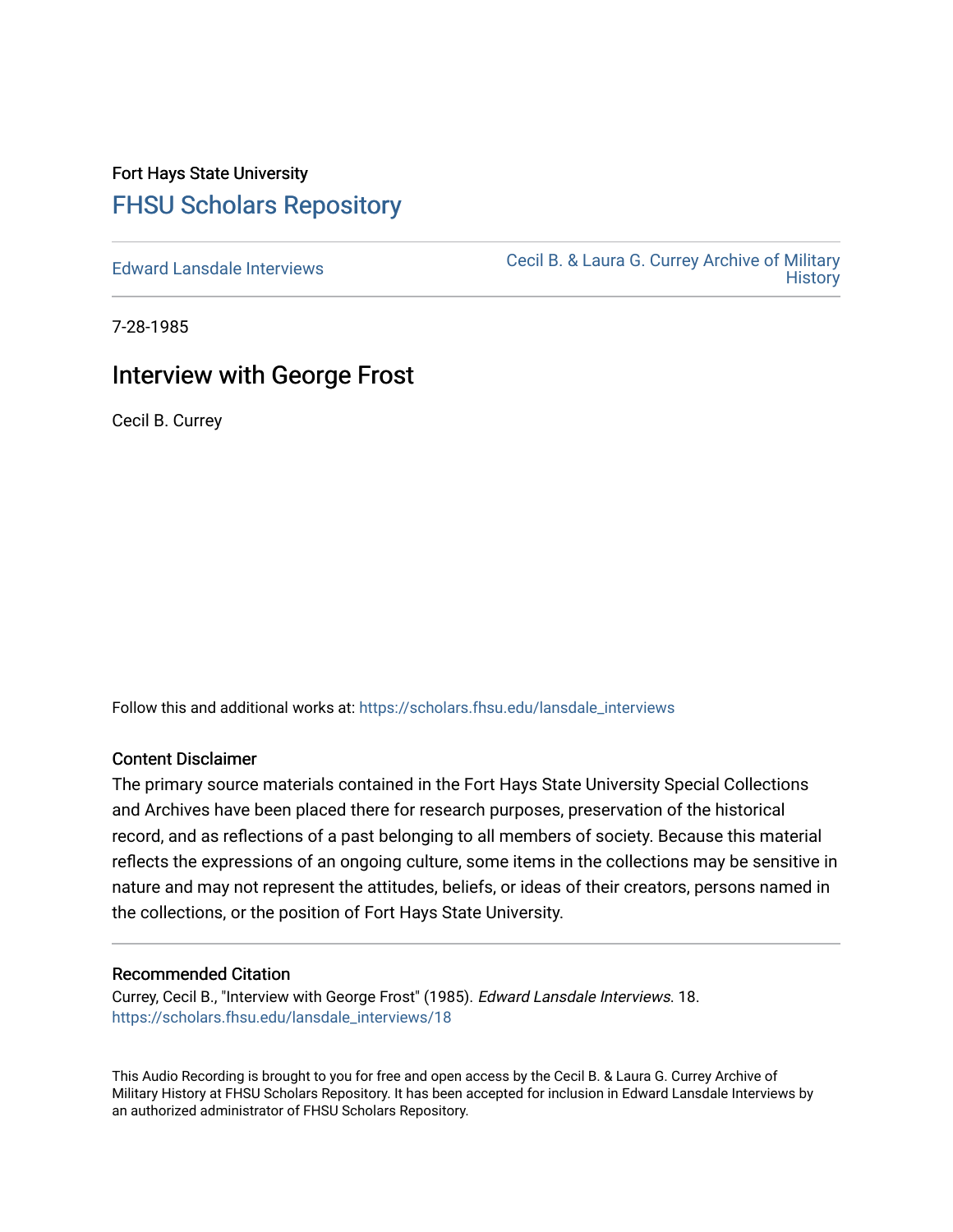Fort Hays State University

## FHSU Scholars Repository

Edward Lansdale Interviews

Cecil B. & Laura G. Currey Archive of Military History

7-28-1985

# Interview with George Frost

Cecil B. Currey

Follow this and additional works at: https://scholars.fhsu.edu/lansdale_interviews

### Content Disclaimer

The primary source materials contained in the Fort Hays State University Special Collections and Archives have been placed there for research purposes, preservation of the historical record, and as reflections of a past belonging to all members of society. Because this material reflects the expressions of an ongoing culture, some items in the collections may be sensitive in nature and may not represent the attitudes, beliefs, or ideas of their creators, persons named in the collections, or the position of Fort Hays State University.

### Recommended Citation

Currey, Cecil B., "Interview with George Frost" (1985). *Edward Lansdale Interviews*. 18.
https://scholars.fhsu.edu/lansdale_interviews/18

This Audio Recording is brought to you for free and open access by the Cecil B. & Laura G. Currey Archive of Military History at FHSU Scholars Repository. It has been accepted for inclusion in Edward Lansdale Interviews by an authorized administrator of FHSU Scholars Repository.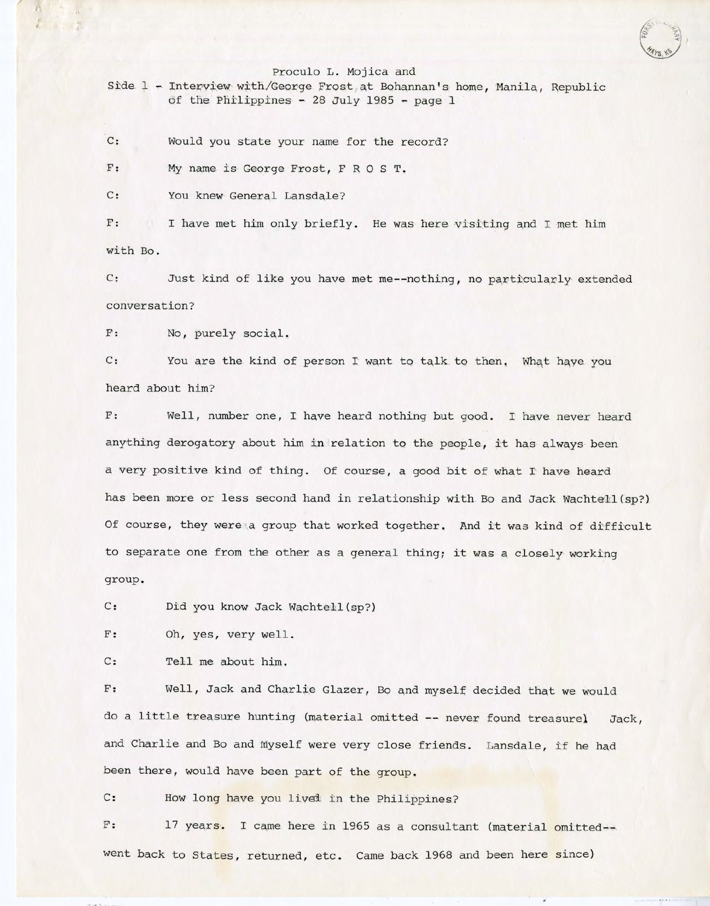Proculo L. Mojica and
Side 1 - Interview with/George Frost at Bohannan's home, Manila, Republic of the Philippines - 28 July 1985 - page 1

C: Would you state your name for the record?

F: My name is George Frost, F R O S T.

C: You knew General Lansdale?

F: I have met him only briefly. He was here visiting and I met him with Bo.

C: Just kind of like you have met me--nothing, no particularly extended conversation?

F: No, purely social.

C: You are the kind of person I want to talk to then. What have you heard about him?

F: Well, number one, I have heard nothing but good. I have never heard anything derogatory about him in relation to the people, it has always been a very positive kind of thing. Of course, a good bit of what I have heard has been more or less second hand in relationship with Bo and Jack Wachtell(sp?) Of course, they were a group that worked together. And it was kind of difficult to separate one from the other as a general thing; it was a closely working group.

C: Did you know Jack Wachtell(sp?)

F: Oh, yes, very well.

C: Tell me about him.

F: Well, Jack and Charlie Glazer, Bo and myself decided that we would do a little treasure hunting (material omitted -- never found treasure) Jack, and Charlie and Bo and Myself were very close friends. Lansdale, if he had been there, would have been part of the group.

C: How long have you lived in the Philippines?

F: 17 years. I came here in 1965 as a consultant (material omitted-- went back to States, returned, etc. Came back 1968 and been here since)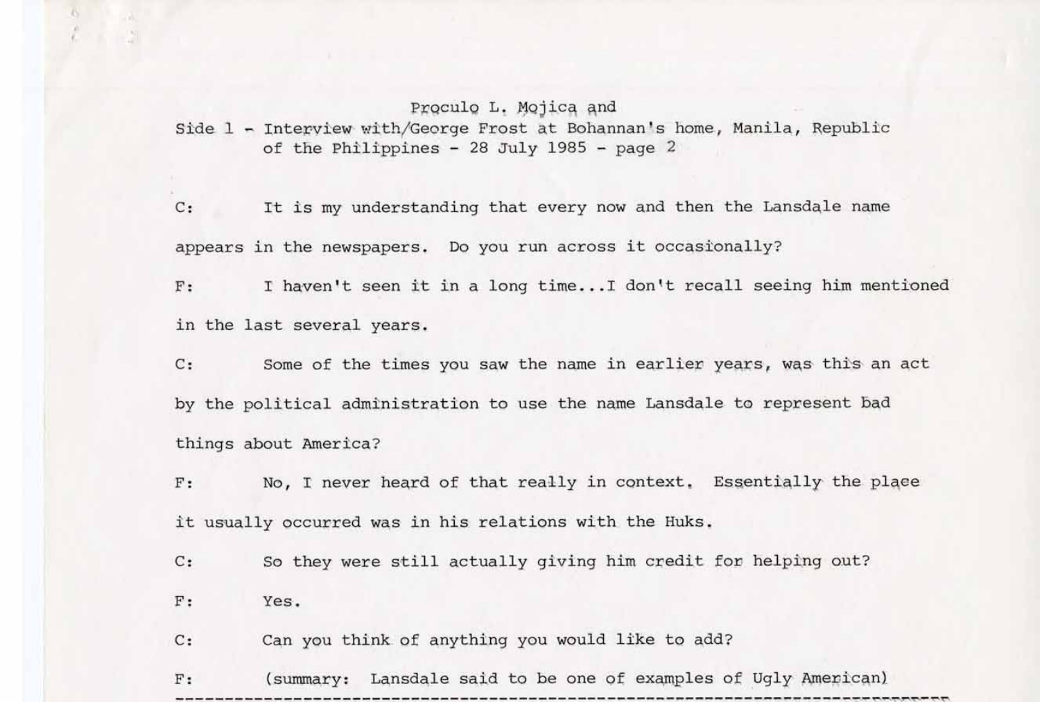C: It is my understanding that every now and then the Lansdale name appears in the newspapers. Do you run across it occasionally?

F: I haven't seen it in a long time...I don't recall seeing him mentioned in the last several years.

C: Some of the times you saw the name in earlier years, was this an act by the political administration to use the name Lansdale to represent bad things about America?

F: No, I never heard of that really in context. Essentially the place it usually occurred was in his relations with the Huks.

C: So they were still actually giving him credit for helping out?

F: Yes.

C: Can you think of anything you would like to add?

F: (summary: Lansdale said to be one of examples of Ugly American)

---